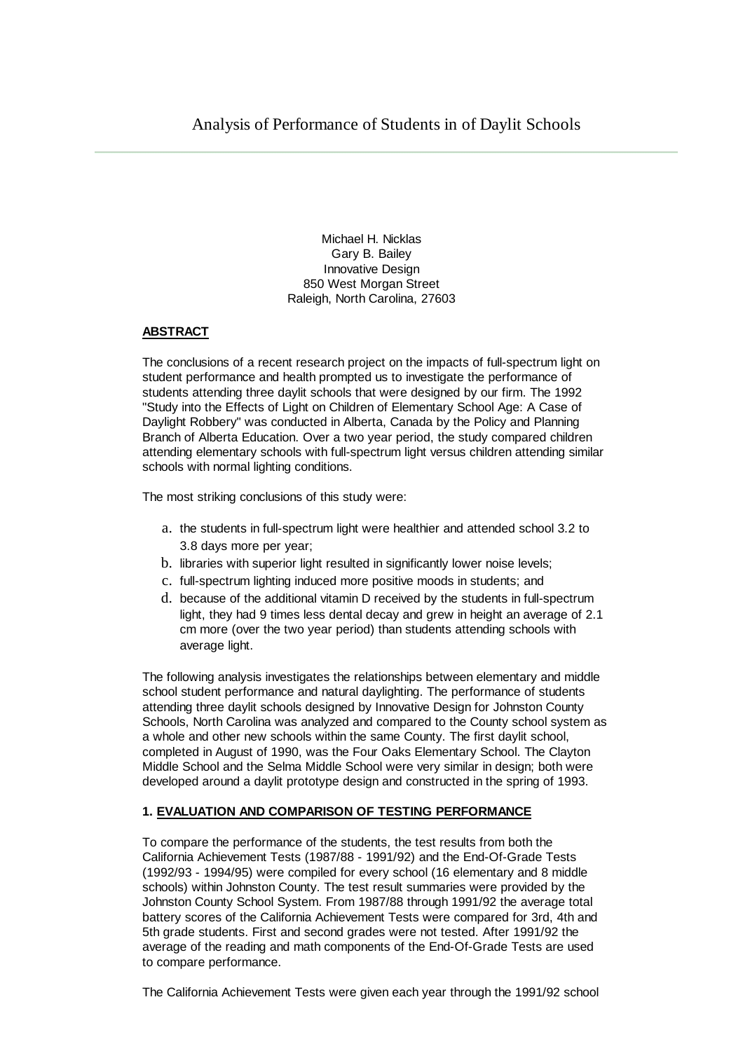# Analysis of Performance of Students in of Daylit Schools

Michael H. Nicklas
Gary B. Bailey
Innovative Design
850 West Morgan Street
Raleigh, North Carolina, 27603

## ABSTRACT

The conclusions of a recent research project on the impacts of full-spectrum light on student performance and health prompted us to investigate the performance of students attending three daylit schools that were designed by our firm. The 1992 "Study into the Effects of Light on Children of Elementary School Age: A Case of Daylight Robbery" was conducted in Alberta, Canada by the Policy and Planning Branch of Alberta Education. Over a two year period, the study compared children attending elementary schools with full-spectrum light versus children attending similar schools with normal lighting conditions.

The most striking conclusions of this study were:

a. the students in full-spectrum light were healthier and attended school 3.2 to 3.8 days more per year;
b. libraries with superior light resulted in significantly lower noise levels;
c. full-spectrum lighting induced more positive moods in students; and
d. because of the additional vitamin D received by the students in full-spectrum light, they had 9 times less dental decay and grew in height an average of 2.1 cm more (over the two year period) than students attending schools with average light.

The following analysis investigates the relationships between elementary and middle school student performance and natural daylighting. The performance of students attending three daylit schools designed by Innovative Design for Johnston County Schools, North Carolina was analyzed and compared to the County school system as a whole and other new schools within the same County. The first daylit school, completed in August of 1990, was the Four Oaks Elementary School. The Clayton Middle School and the Selma Middle School were very similar in design; both were developed around a daylit prototype design and constructed in the spring of 1993.

## 1. EVALUATION AND COMPARISON OF TESTING PERFORMANCE

To compare the performance of the students, the test results from both the California Achievement Tests (1987/88 - 1991/92) and the End-Of-Grade Tests (1992/93 - 1994/95) were compiled for every school (16 elementary and 8 middle schools) within Johnston County. The test result summaries were provided by the Johnston County School System. From 1987/88 through 1991/92 the average total battery scores of the California Achievement Tests were compared for 3rd, 4th and 5th grade students. First and second grades were not tested. After 1991/92 the average of the reading and math components of the End-Of-Grade Tests are used to compare performance.

The California Achievement Tests were given each year through the 1991/92 school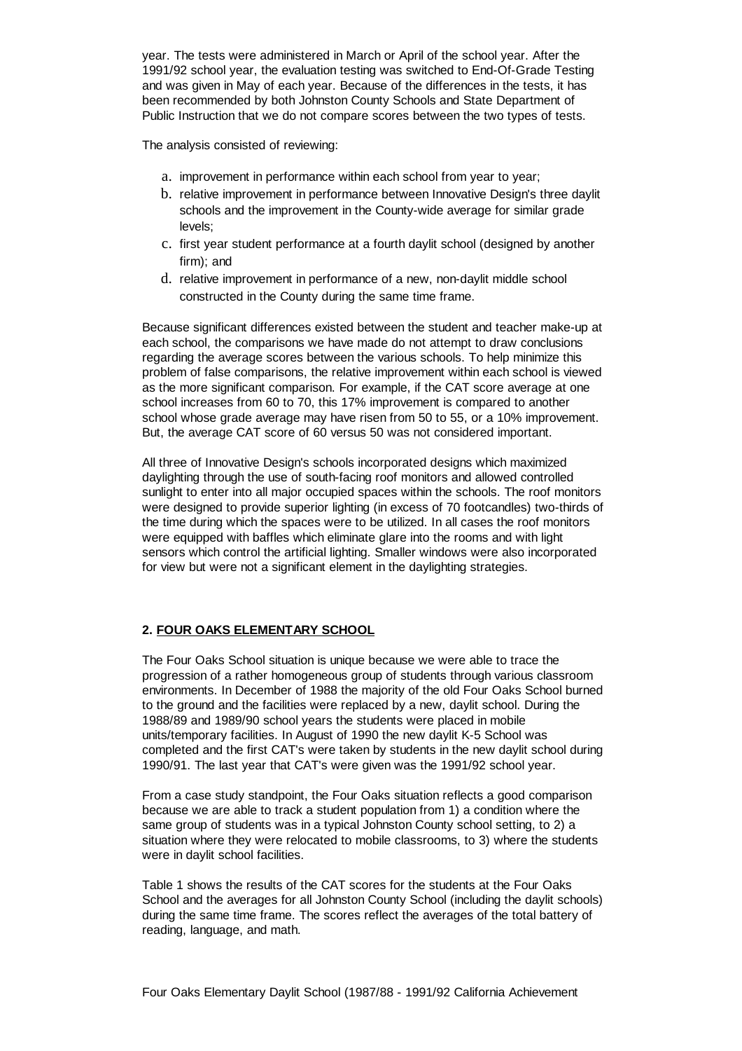year. The tests were administered in March or April of the school year. After the 1991/92 school year, the evaluation testing was switched to End-Of-Grade Testing and was given in May of each year. Because of the differences in the tests, it has been recommended by both Johnston County Schools and State Department of Public Instruction that we do not compare scores between the two types of tests.

The analysis consisted of reviewing:

a. improvement in performance within each school from year to year;
b. relative improvement in performance between Innovative Design's three daylit schools and the improvement in the County-wide average for similar grade levels;
c. first year student performance at a fourth daylit school (designed by another firm); and
d. relative improvement in performance of a new, non-daylit middle school constructed in the County during the same time frame.

Because significant differences existed between the student and teacher make-up at each school, the comparisons we have made do not attempt to draw conclusions regarding the average scores between the various schools. To help minimize this problem of false comparisons, the relative improvement within each school is viewed as the more significant comparison. For example, if the CAT score average at one school increases from 60 to 70, this 17% improvement is compared to another school whose grade average may have risen from 50 to 55, or a 10% improvement. But, the average CAT score of 60 versus 50 was not considered important.

All three of Innovative Design's schools incorporated designs which maximized daylighting through the use of south-facing roof monitors and allowed controlled sunlight to enter into all major occupied spaces within the schools. The roof monitors were designed to provide superior lighting (in excess of 70 footcandles) two-thirds of the time during which the spaces were to be utilized. In all cases the roof monitors were equipped with baffles which eliminate glare into the rooms and with light sensors which control the artificial lighting. Smaller windows were also incorporated for view but were not a significant element in the daylighting strategies.

## 2. FOUR OAKS ELEMENTARY SCHOOL

The Four Oaks School situation is unique because we were able to trace the progression of a rather homogeneous group of students through various classroom environments. In December of 1988 the majority of the old Four Oaks School burned to the ground and the facilities were replaced by a new, daylit school. During the 1988/89 and 1989/90 school years the students were placed in mobile units/temporary facilities. In August of 1990 the new daylit K-5 School was completed and the first CAT's were taken by students in the new daylit school during 1990/91. The last year that CAT's were given was the 1991/92 school year.

From a case study standpoint, the Four Oaks situation reflects a good comparison because we are able to track a student population from 1) a condition where the same group of students was in a typical Johnston County school setting, to 2) a situation where they were relocated to mobile classrooms, to 3) where the students were in daylit school facilities.

Table 1 shows the results of the CAT scores for the students at the Four Oaks School and the averages for all Johnston County School (including the daylit schools) during the same time frame. The scores reflect the averages of the total battery of reading, language, and math.

Four Oaks Elementary Daylit School (1987/88 - 1991/92 California Achievement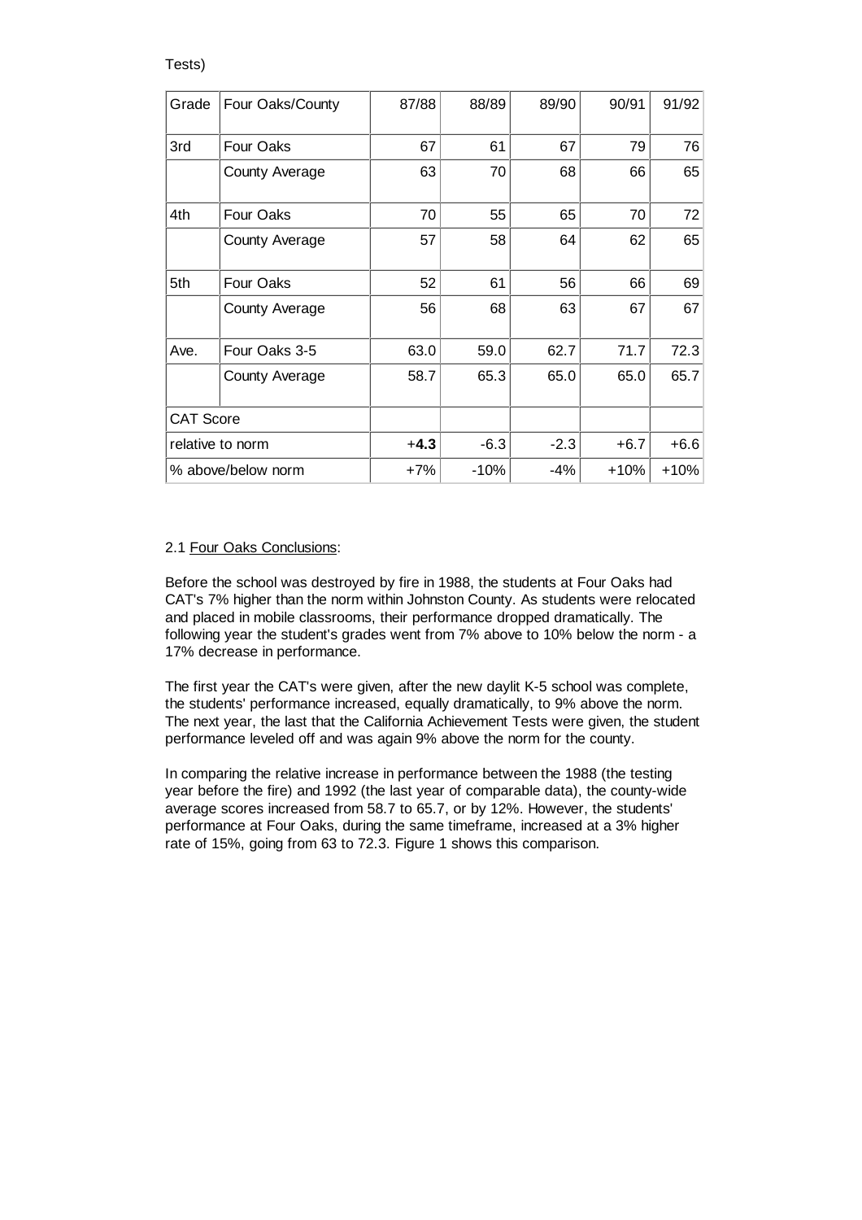Tests)

| Grade | Four Oaks/County | 87/88 | 88/89 | 89/90 | 90/91 | 91/92 |
|---|---|---|---|---|---|---|
| 3rd | Four Oaks | 67 | 61 | 67 | 79 | 76 |
| | County Average | 63 | 70 | 68 | 66 | 65 |
| 4th | Four Oaks | 70 | 55 | 65 | 70 | 72 |
| | County Average | 57 | 58 | 64 | 62 | 65 |
| 5th | Four Oaks | 52 | 61 | 56 | 66 | 69 |
| | County Average | 56 | 68 | 63 | 67 | 67 |
| Ave. | Four Oaks 3-5 | 63.0 | 59.0 | 62.7 | 71.7 | 72.3 |
| | County Average | 58.7 | 65.3 | 65.0 | 65.0 | 65.7 |
| CAT Score | | | | | | |
| relative to norm | | +**4.3** | -6.3 | -2.3 | +6.7 | +6.6 |
| % above/below norm | | +7% | -10% | -4% | +10% | +10% |

2.1 Four Oaks Conclusions:

Before the school was destroyed by fire in 1988, the students at Four Oaks had CAT's 7% higher than the norm within Johnston County. As students were relocated and placed in mobile classrooms, their performance dropped dramatically. The following year the student's grades went from 7% above to 10% below the norm - a 17% decrease in performance.

The first year the CAT's were given, after the new daylit K-5 school was complete, the students' performance increased, equally dramatically, to 9% above the norm. The next year, the last that the California Achievement Tests were given, the student performance leveled off and was again 9% above the norm for the county.

In comparing the relative increase in performance between the 1988 (the testing year before the fire) and 1992 (the last year of comparable data), the county-wide average scores increased from 58.7 to 65.7, or by 12%. However, the students' performance at Four Oaks, during the same timeframe, increased at a 3% higher rate of 15%, going from 63 to 72.3. Figure 1 shows this comparison.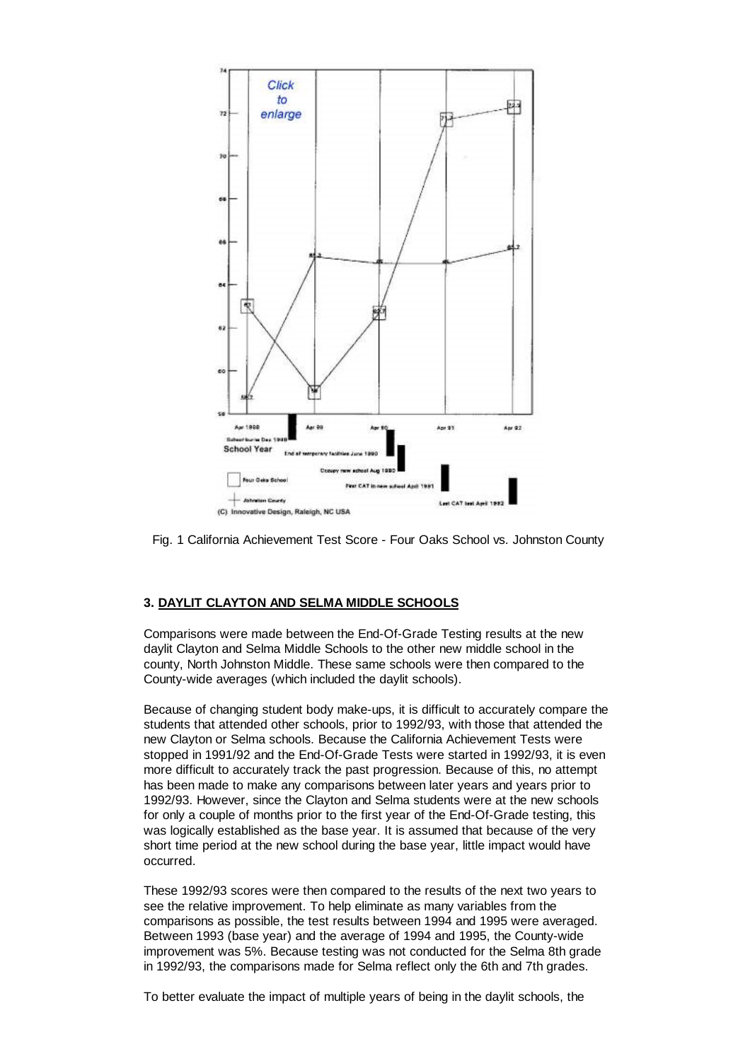Fig. 1 California Achievement Test Score - Four Oaks School vs. Johnston County

### 3. DAYLIT CLAYTON AND SELMA MIDDLE SCHOOLS

Comparisons were made between the End-Of-Grade Testing results at the new daylit Clayton and Selma Middle Schools to the other new middle school in the county, North Johnston Middle. These same schools were then compared to the County-wide averages (which included the daylit schools).

Because of changing student body make-ups, it is difficult to accurately compare the students that attended other schools, prior to 1992/93, with those that attended the new Clayton or Selma schools. Because the California Achievement Tests were stopped in 1991/92 and the End-Of-Grade Tests were started in 1992/93, it is even more difficult to accurately track the past progression. Because of this, no attempt has been made to make any comparisons between later years and years prior to 1992/93. However, since the Clayton and Selma students were at the new schools for only a couple of months prior to the first year of the End-Of-Grade testing, this was logically established as the base year. It is assumed that because of the very short time period at the new school during the base year, little impact would have occurred.

These 1992/93 scores were then compared to the results of the next two years to see the relative improvement. To help eliminate as many variables from the comparisons as possible, the test results between 1994 and 1995 were averaged. Between 1993 (base year) and the average of 1994 and 1995, the County-wide improvement was 5%. Because testing was not conducted for the Selma 8th grade in 1992/93, the comparisons made for Selma reflect only the 6th and 7th grades.

To better evaluate the impact of multiple years of being in the daylit schools, the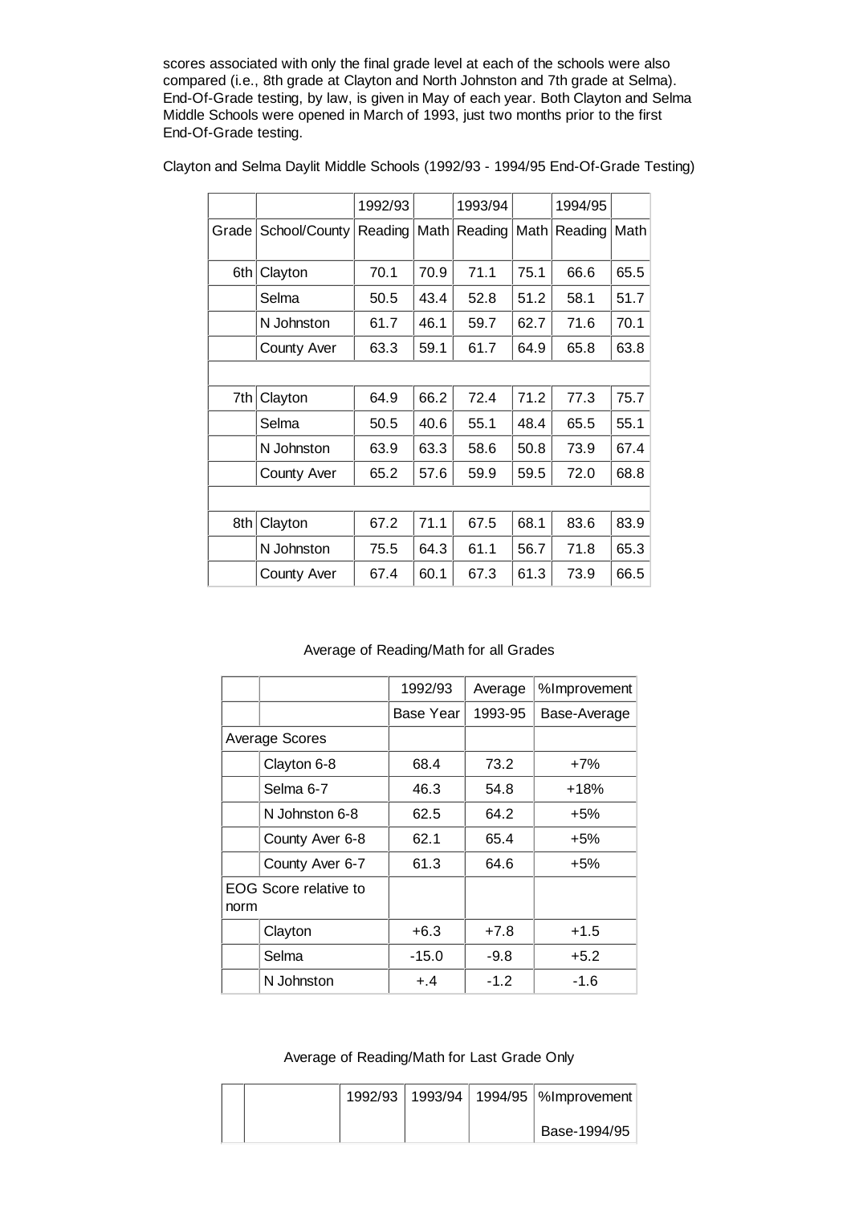scores associated with only the final grade level at each of the schools were also compared (i.e., 8th grade at Clayton and North Johnston and 7th grade at Selma). End-Of-Grade testing, by law, is given in May of each year. Both Clayton and Selma Middle Schools were opened in March of 1993, just two months prior to the first End-Of-Grade testing.

Clayton and Selma Daylit Middle Schools (1992/93 - 1994/95 End-Of-Grade Testing)

| | | 1992/93 | | 1993/94 | | 1994/95 | |
|---|---|---|---|---|---|---|---|
| Grade | School/County | Reading | Math | Reading | Math | Reading | Math |
| 6th | Clayton | 70.1 | 70.9 | 71.1 | 75.1 | 66.6 | 65.5 |
| | Selma | 50.5 | 43.4 | 52.8 | 51.2 | 58.1 | 51.7 |
| | N Johnston | 61.7 | 46.1 | 59.7 | 62.7 | 71.6 | 70.1 |
| | County Aver | 63.3 | 59.1 | 61.7 | 64.9 | 65.8 | 63.8 |
| | | | | | | | |
| 7th | Clayton | 64.9 | 66.2 | 72.4 | 71.2 | 77.3 | 75.7 |
| | Selma | 50.5 | 40.6 | 55.1 | 48.4 | 65.5 | 55.1 |
| | N Johnston | 63.9 | 63.3 | 58.6 | 50.8 | 73.9 | 67.4 |
| | County Aver | 65.2 | 57.6 | 59.9 | 59.5 | 72.0 | 68.8 |
| | | | | | | | |
| 8th | Clayton | 67.2 | 71.1 | 67.5 | 68.1 | 83.6 | 83.9 |
| | N Johnston | 75.5 | 64.3 | 61.1 | 56.7 | 71.8 | 65.3 |
| | County Aver | 67.4 | 60.1 | 67.3 | 61.3 | 73.9 | 66.5 |

Average of Reading/Math for all Grades

| | | 1992/93 | Average | %Improvement |
|---|---|---|---|---|
| | | Base Year | 1993-95 | Base-Average |
| Average Scores | | | | |
| | Clayton 6-8 | 68.4 | 73.2 | +7% |
| | Selma 6-7 | 46.3 | 54.8 | +18% |
| | N Johnston 6-8 | 62.5 | 64.2 | +5% |
| | County Aver 6-8 | 62.1 | 65.4 | +5% |
| | County Aver 6-7 | 61.3 | 64.6 | +5% |
| EOG Score relative to norm | | | | |
| | Clayton | +6.3 | +7.8 | +1.5 |
| | Selma | -15.0 | -9.8 | +5.2 |
| | N Johnston | +.4 | -1.2 | -1.6 |

Average of Reading/Math for Last Grade Only

| | | 1992/93 | 1993/94 | 1994/95 | %Improvement |
|---|---|---|---|---|---|
| | | | | | Base-1994/95 |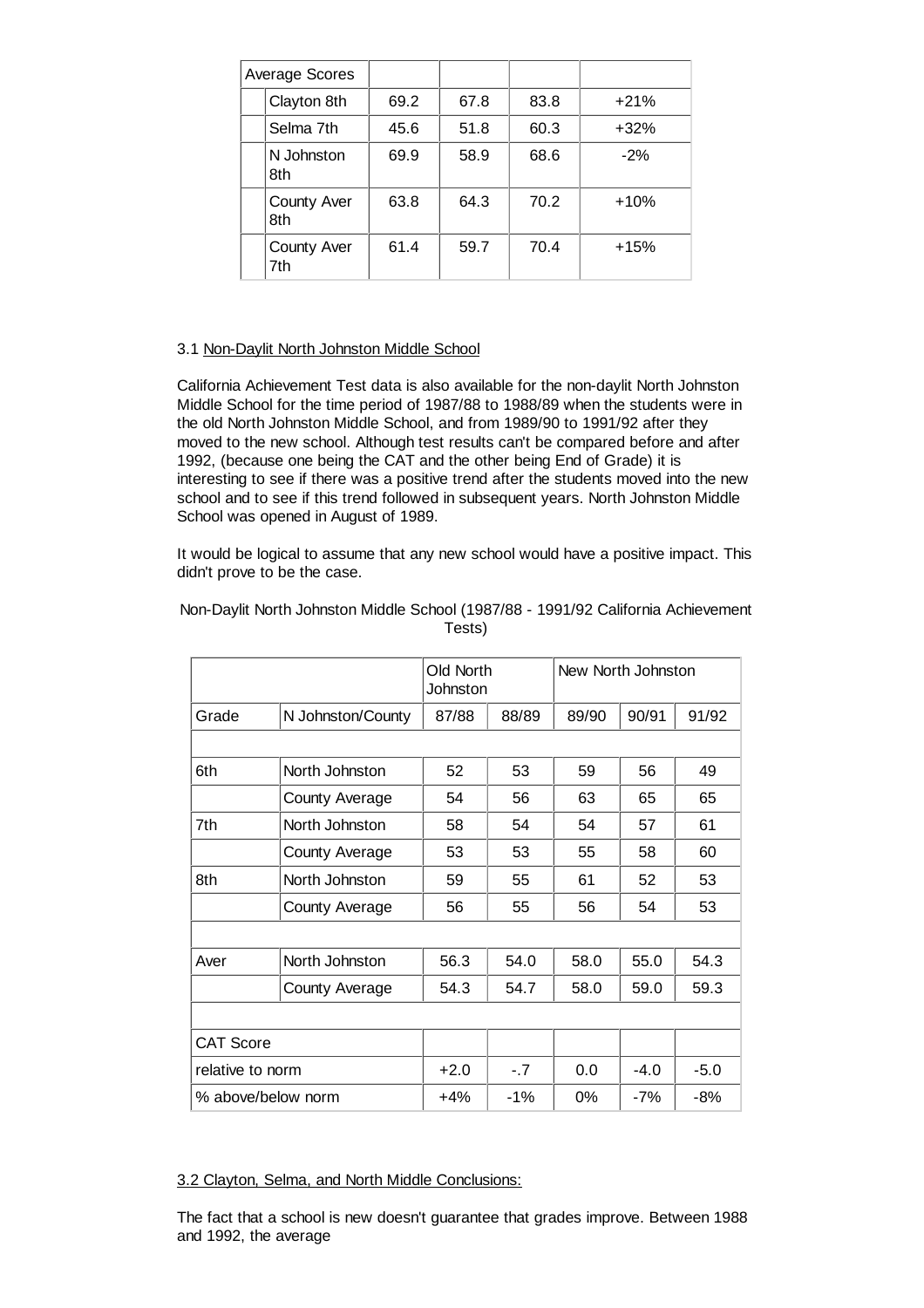| Average Scores | | | | |
|---|---|---|---|---|
| Clayton 8th | 69.2 | 67.8 | 83.8 | +21% |
| Selma 7th | 45.6 | 51.8 | 60.3 | +32% |
| N Johnston 8th | 69.9 | 58.9 | 68.6 | -2% |
| County Aver 8th | 63.8 | 64.3 | 70.2 | +10% |
| County Aver 7th | 61.4 | 59.7 | 70.4 | +15% |

3.1 Non-Daylit North Johnston Middle School

California Achievement Test data is also available for the non-daylit North Johnston Middle School for the time period of 1987/88 to 1988/89 when the students were in the old North Johnston Middle School, and from 1989/90 to 1991/92 after they moved to the new school. Although test results can't be compared before and after 1992, (because one being the CAT and the other being End of Grade) it is interesting to see if there was a positive trend after the students moved into the new school and to see if this trend followed in subsequent years. North Johnston Middle School was opened in August of 1989.

It would be logical to assume that any new school would have a positive impact. This didn't prove to be the case.

Non-Daylit North Johnston Middle School (1987/88 - 1991/92 California Achievement Tests)

| | | Old North Johnston | | New North Johnston | | |
|---|---|---|---|---|---|---|
| Grade | N Johnston/County | 87/88 | 88/89 | 89/90 | 90/91 | 91/92 |
| | | | | | | |
| 6th | North Johnston | 52 | 53 | 59 | 56 | 49 |
| | County Average | 54 | 56 | 63 | 65 | 65 |
| 7th | North Johnston | 58 | 54 | 54 | 57 | 61 |
| | County Average | 53 | 53 | 55 | 58 | 60 |
| 8th | North Johnston | 59 | 55 | 61 | 52 | 53 |
| | County Average | 56 | 55 | 56 | 54 | 53 |
| | | | | | | |
| Aver | North Johnston | 56.3 | 54.0 | 58.0 | 55.0 | 54.3 |
| | County Average | 54.3 | 54.7 | 58.0 | 59.0 | 59.3 |
| | | | | | | |
| CAT Score | | | | | | |
| relative to norm | | +2.0 | -.7 | 0.0 | -4.0 | -5.0 |
| % above/below norm | | +4% | -1% | 0% | -7% | -8% |

3.2 Clayton, Selma, and North Middle Conclusions:

The fact that a school is new doesn't guarantee that grades improve. Between 1988 and 1992, the average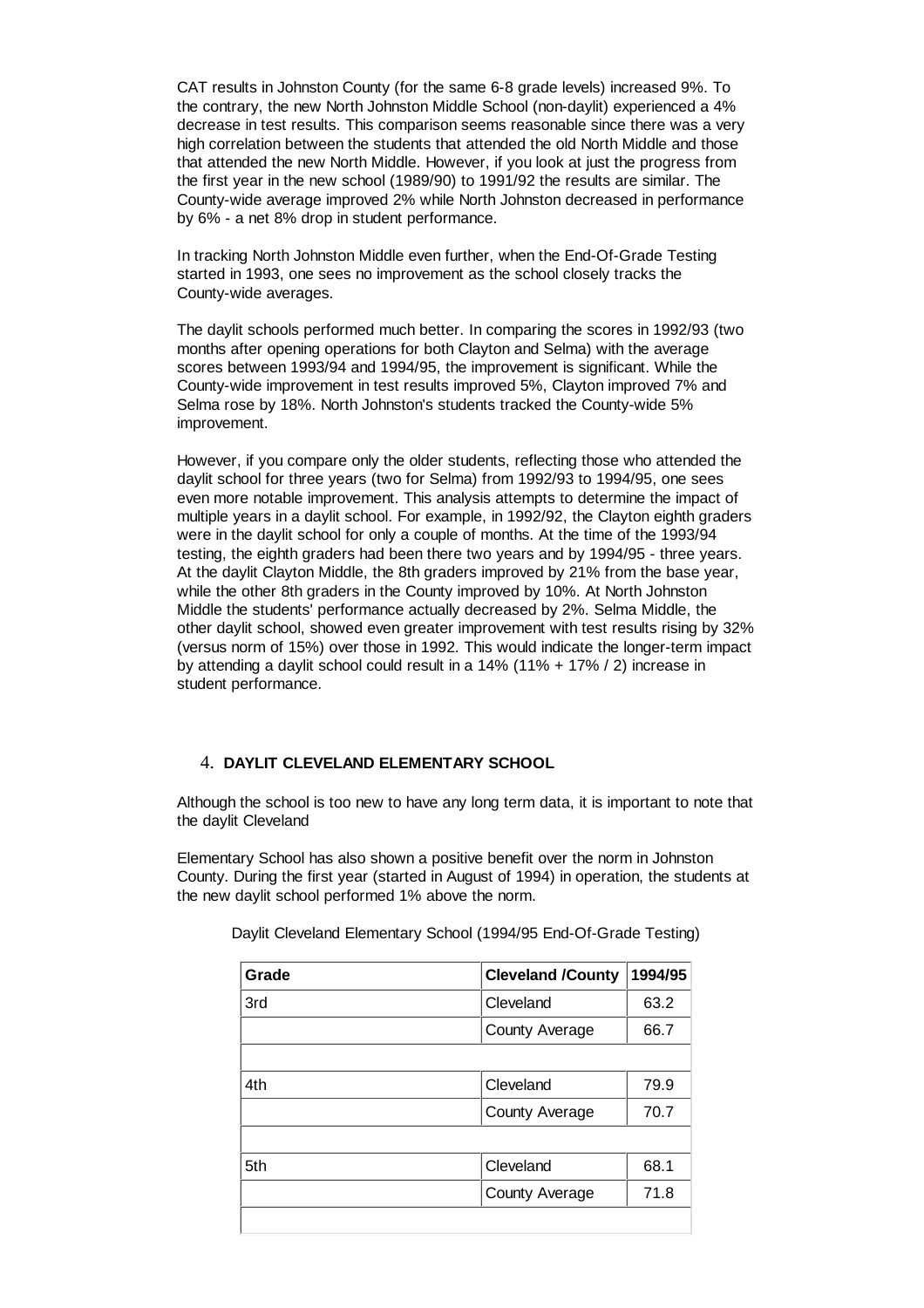CAT results in Johnston County (for the same 6-8 grade levels) increased 9%. To the contrary, the new North Johnston Middle School (non-daylit) experienced a 4% decrease in test results. This comparison seems reasonable since there was a very high correlation between the students that attended the old North Middle and those that attended the new North Middle. However, if you look at just the progress from the first year in the new school (1989/90) to 1991/92 the results are similar. The County-wide average improved 2% while North Johnston decreased in performance by 6% - a net 8% drop in student performance.

In tracking North Johnston Middle even further, when the End-Of-Grade Testing started in 1993, one sees no improvement as the school closely tracks the County-wide averages.

The daylit schools performed much better. In comparing the scores in 1992/93 (two months after opening operations for both Clayton and Selma) with the average scores between 1993/94 and 1994/95, the improvement is significant. While the County-wide improvement in test results improved 5%, Clayton improved 7% and Selma rose by 18%. North Johnston's students tracked the County-wide 5% improvement.

However, if you compare only the older students, reflecting those who attended the daylit school for three years (two for Selma) from 1992/93 to 1994/95, one sees even more notable improvement. This analysis attempts to determine the impact of multiple years in a daylit school. For example, in 1992/92, the Clayton eighth graders were in the daylit school for only a couple of months. At the time of the 1993/94 testing, the eighth graders had been there two years and by 1994/95 - three years. At the daylit Clayton Middle, the 8th graders improved by 21% from the base year, while the other 8th graders in the County improved by 10%. At North Johnston Middle the students' performance actually decreased by 2%. Selma Middle, the other daylit school, showed even greater improvement with test results rising by 32% (versus norm of 15%) over those in 1992. This would indicate the longer-term impact by attending a daylit school could result in a 14% (11% + 17% / 2) increase in student performance.

## 4. DAYLIT CLEVELAND ELEMENTARY SCHOOL

Although the school is too new to have any long term data, it is important to note that the daylit Cleveland

Elementary School has also shown a positive benefit over the norm in Johnston County. During the first year (started in August of 1994) in operation, the students at the new daylit school performed 1% above the norm.

Daylit Cleveland Elementary School (1994/95 End-Of-Grade Testing)

| Grade | Cleveland /County | 1994/95 |
|---|---|---|
| 3rd | Cleveland | 63.2 |
| | County Average | 66.7 |
| | | |
| 4th | Cleveland | 79.9 |
| | County Average | 70.7 |
| | | |
| 5th | Cleveland | 68.1 |
| | County Average | 71.8 |
| | | |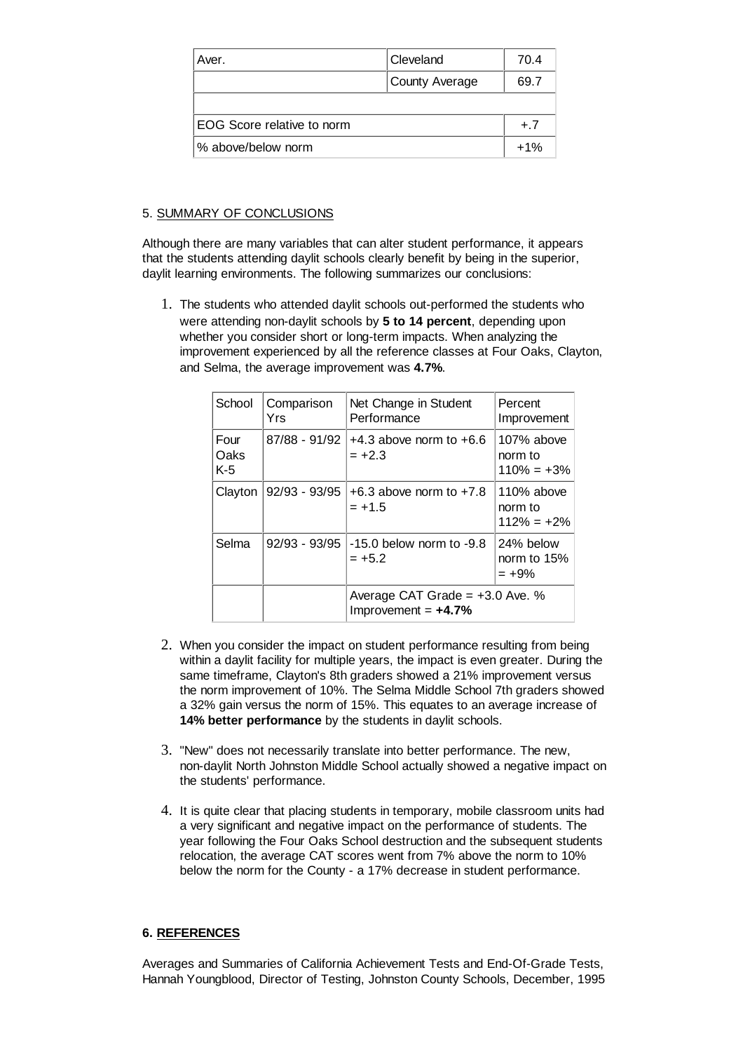| Aver. | Cleveland | 70.4 |
|---|---|---|
| | County Average | 69.7 |
| | | |
| EOG Score relative to norm | | +.7 |
| % above/below norm | | +1% |

5. SUMMARY OF CONCLUSIONS

Although there are many variables that can alter student performance, it appears that the students attending daylit schools clearly benefit by being in the superior, daylit learning environments. The following summarizes our conclusions:

1. The students who attended daylit schools out-performed the students who were attending non-daylit schools by **5 to 14 percent**, depending upon whether you consider short or long-term impacts. When analyzing the improvement experienced by all the reference classes at Four Oaks, Clayton, and Selma, the average improvement was **4.7%**.

| School | Comparison Yrs | Net Change in Student Performance | Percent Improvement |
|---|---|---|---|
| Four Oaks K-5 | 87/88 - 91/92 | +4.3 above norm to +6.6 = +2.3 | 107% above norm to 110% = +3% |
| Clayton | 92/93 - 93/95 | +6.3 above norm to +7.8 = +1.5 | 110% above norm to 112% = +2% |
| Selma | 92/93 - 93/95 | -15.0 below norm to -9.8 = +5.2 | 24% below norm to 15% = +9% |
| | | Average CAT Grade = +3.0 Ave. % Improvement = **+4.7%** | |

2. When you consider the impact on student performance resulting from being within a daylit facility for multiple years, the impact is even greater. During the same timeframe, Clayton's 8th graders showed a 21% improvement versus the norm improvement of 10%. The Selma Middle School 7th graders showed a 32% gain versus the norm of 15%. This equates to an average increase of **14% better performance** by the students in daylit schools.

3. "New" does not necessarily translate into better performance. The new, non-daylit North Johnston Middle School actually showed a negative impact on the students' performance.

4. It is quite clear that placing students in temporary, mobile classroom units had a very significant and negative impact on the performance of students. The year following the Four Oaks School destruction and the subsequent students relocation, the average CAT scores went from 7% above the norm to 10% below the norm for the County - a 17% decrease in student performance.

**6. REFERENCES**

Averages and Summaries of California Achievement Tests and End-Of-Grade Tests, Hannah Youngblood, Director of Testing, Johnston County Schools, December, 1995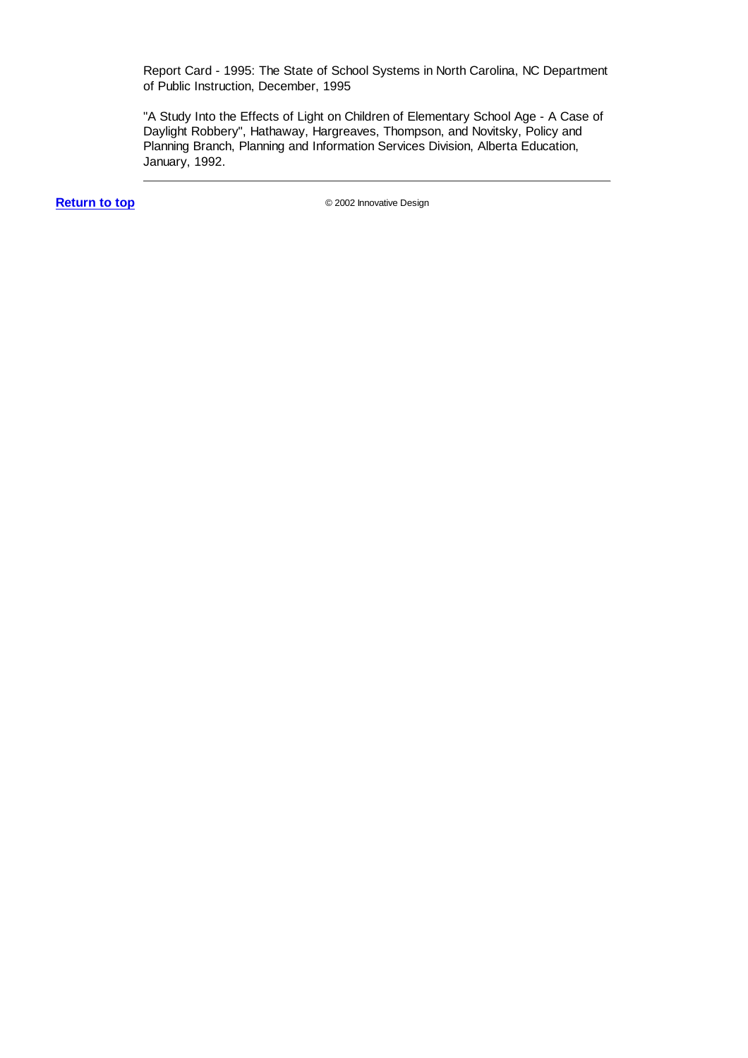Report Card - 1995: The State of School Systems in North Carolina, NC Department of Public Instruction, December, 1995

"A Study Into the Effects of Light on Children of Elementary School Age - A Case of Daylight Robbery", Hathaway, Hargreaves, Thompson, and Novitsky, Policy and Planning Branch, Planning and Information Services Division, Alberta Education, January, 1992.

---

**Return to top**

© 2002 Innovative Design